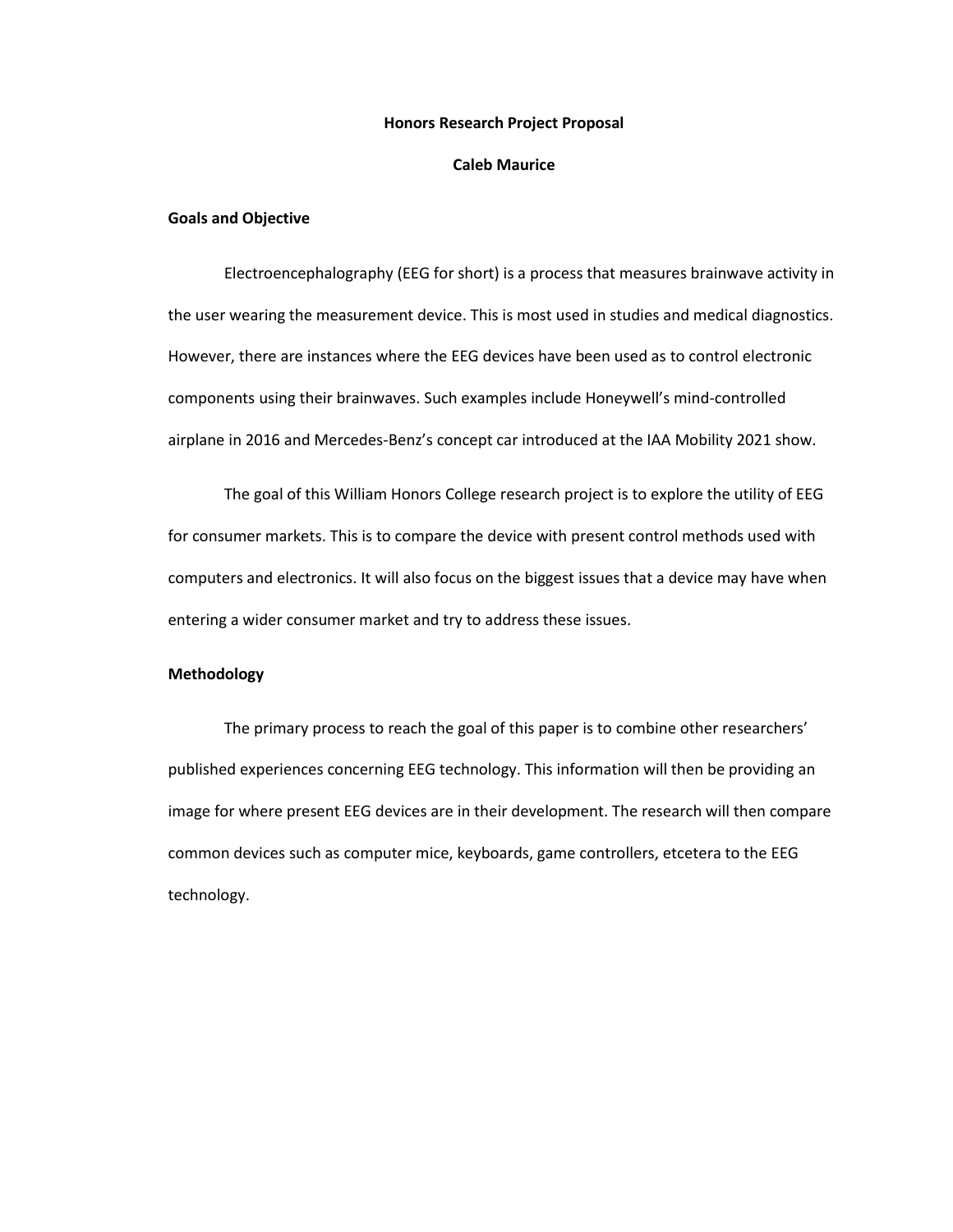# Honors Research Project Proposal

**Caleb Maurice**

## Goals and Objective

Electroencephalography (EEG for short) is a process that measures brainwave activity in the user wearing the measurement device. This is most used in studies and medical diagnostics. However, there are instances where the EEG devices have been used as to control electronic components using their brainwaves. Such examples include Honeywell's mind-controlled airplane in 2016 and Mercedes-Benz's concept car introduced at the IAA Mobility 2021 show.

The goal of this William Honors College research project is to explore the utility of EEG for consumer markets. This is to compare the device with present control methods used with computers and electronics. It will also focus on the biggest issues that a device may have when entering a wider consumer market and try to address these issues.

## Methodology

The primary process to reach the goal of this paper is to combine other researchers' published experiences concerning EEG technology. This information will then be providing an image for where present EEG devices are in their development. The research will then compare common devices such as computer mice, keyboards, game controllers, etcetera to the EEG technology.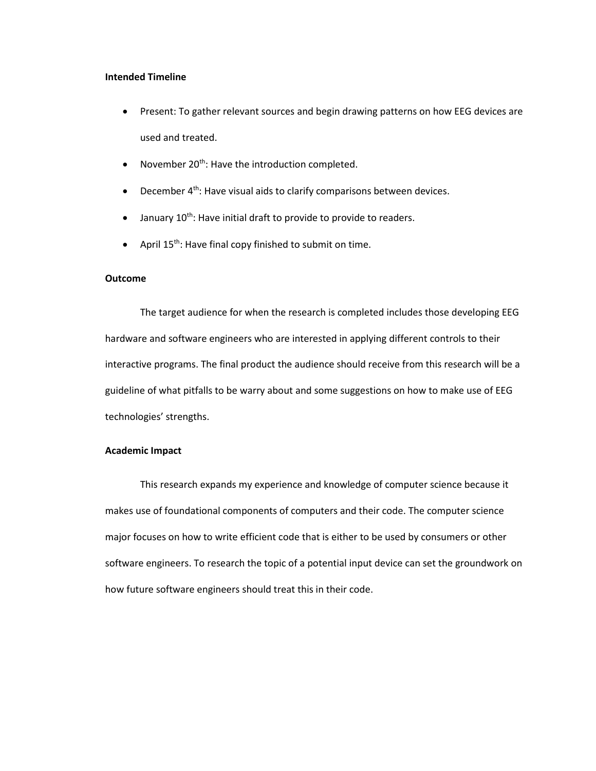**Intended Timeline**

- Present: To gather relevant sources and begin drawing patterns on how EEG devices are used and treated.
- November 20th: Have the introduction completed.
- December 4th: Have visual aids to clarify comparisons between devices.
- January 10th: Have initial draft to provide to provide to readers.
- April 15th: Have final copy finished to submit on time.

**Outcome**

The target audience for when the research is completed includes those developing EEG hardware and software engineers who are interested in applying different controls to their interactive programs. The final product the audience should receive from this research will be a guideline of what pitfalls to be warry about and some suggestions on how to make use of EEG technologies' strengths.

**Academic Impact**

This research expands my experience and knowledge of computer science because it makes use of foundational components of computers and their code. The computer science major focuses on how to write efficient code that is either to be used by consumers or other software engineers. To research the topic of a potential input device can set the groundwork on how future software engineers should treat this in their code.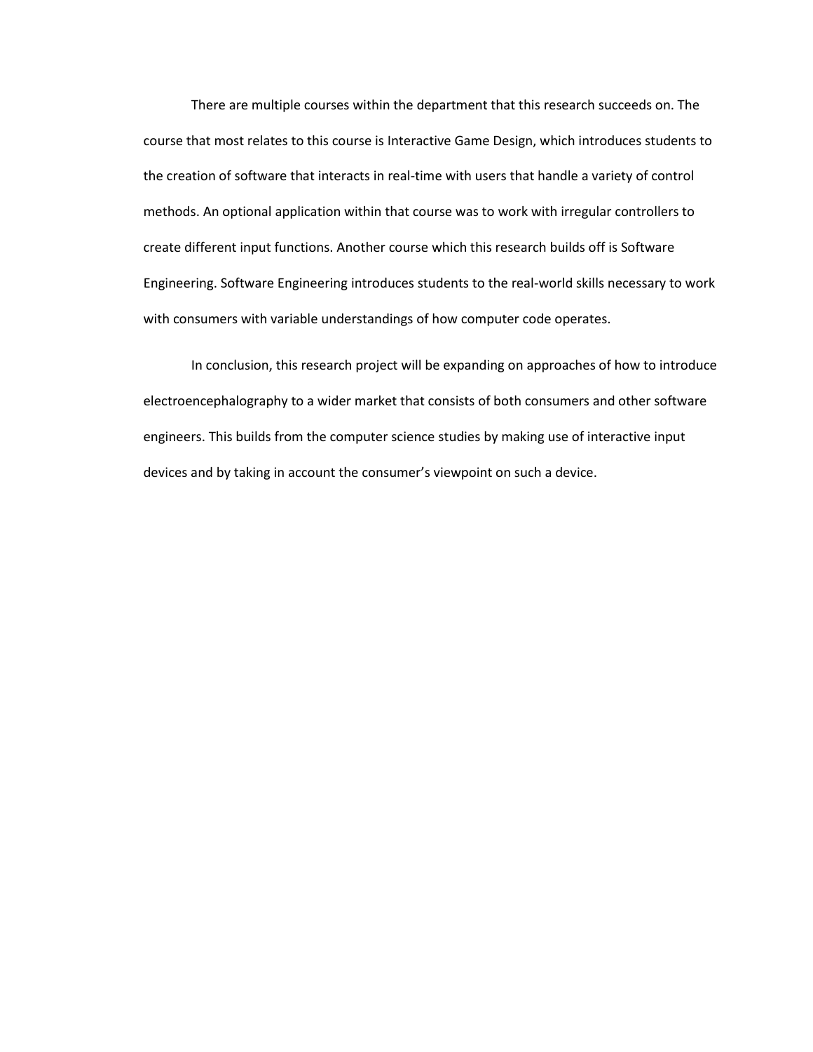There are multiple courses within the department that this research succeeds on. The course that most relates to this course is Interactive Game Design, which introduces students to the creation of software that interacts in real-time with users that handle a variety of control methods. An optional application within that course was to work with irregular controllers to create different input functions. Another course which this research builds off is Software Engineering. Software Engineering introduces students to the real-world skills necessary to work with consumers with variable understandings of how computer code operates.

In conclusion, this research project will be expanding on approaches of how to introduce electroencephalography to a wider market that consists of both consumers and other software engineers. This builds from the computer science studies by making use of interactive input devices and by taking in account the consumer's viewpoint on such a device.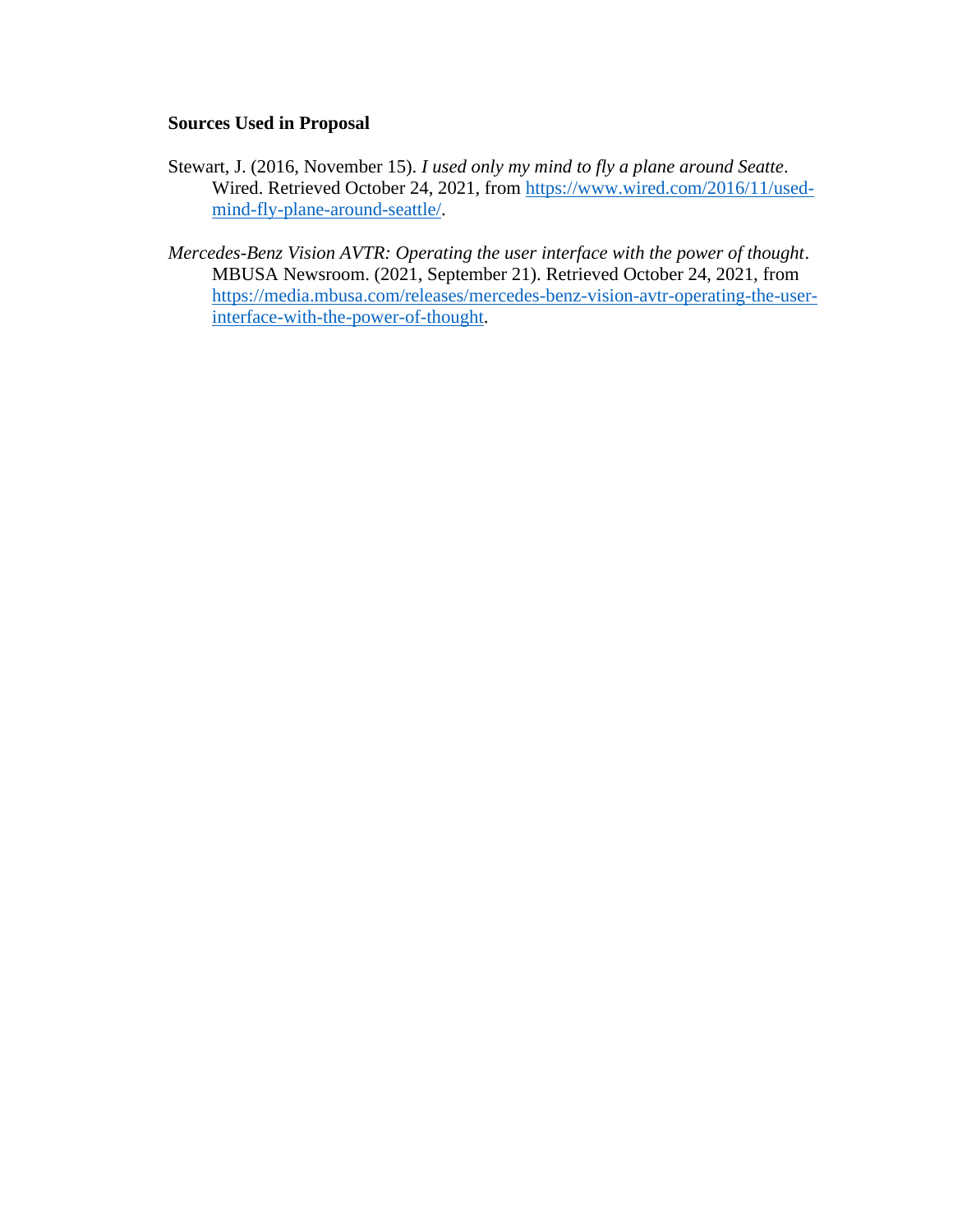**Sources Used in Proposal**

Stewart, J. (2016, November 15). *I used only my mind to fly a plane around Seatte*. Wired. Retrieved October 24, 2021, from https://www.wired.com/2016/11/used-mind-fly-plane-around-seattle/.

*Mercedes-Benz Vision AVTR: Operating the user interface with the power of thought*. MBUSA Newsroom. (2021, September 21). Retrieved October 24, 2021, from https://media.mbusa.com/releases/mercedes-benz-vision-avtr-operating-the-user-interface-with-the-power-of-thought.